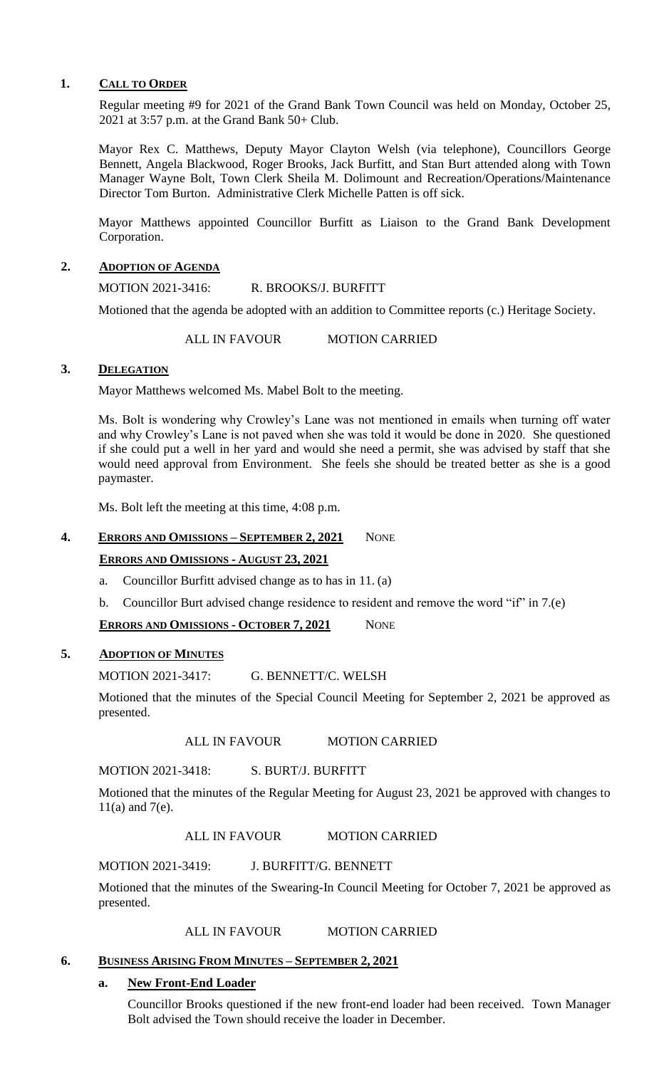## 1. CALL TO ORDER

Regular meeting #9 for 2021 of the Grand Bank Town Council was held on Monday, October 25, 2021 at 3:57 p.m. at the Grand Bank 50+ Club.

Mayor Rex C. Matthews, Deputy Mayor Clayton Welsh (via telephone), Councillors George Bennett, Angela Blackwood, Roger Brooks, Jack Burfitt, and Stan Burt attended along with Town Manager Wayne Bolt, Town Clerk Sheila M. Dolimount and Recreation/Operations/Maintenance Director Tom Burton. Administrative Clerk Michelle Patten is off sick.

Mayor Matthews appointed Councillor Burfitt as Liaison to the Grand Bank Development Corporation.

## 2. ADOPTION OF AGENDA

MOTION 2021-3416: R. BROOKS/J. BURFITT

Motioned that the agenda be adopted with an addition to Committee reports (c.) Heritage Society.

ALL IN FAVOUR MOTION CARRIED

## 3. DELEGATION

Mayor Matthews welcomed Ms. Mabel Bolt to the meeting.

Ms. Bolt is wondering why Crowley's Lane was not mentioned in emails when turning off water and why Crowley's Lane is not paved when she was told it would be done in 2020. She questioned if she could put a well in her yard and would she need a permit, she was advised by staff that she would need approval from Environment. She feels she should be treated better as she is a good paymaster.

Ms. Bolt left the meeting at this time, 4:08 p.m.

## 4. ERRORS AND OMISSIONS – SEPTEMBER 2, 2021 NONE

### ERRORS AND OMISSIONS - AUGUST 23, 2021

a. Councillor Burfitt advised change as to has in 11. (a)

b. Councillor Burt advised change residence to resident and remove the word "if" in 7.(e)

### ERRORS AND OMISSIONS - OCTOBER 7, 2021 NONE

## 5. ADOPTION OF MINUTES

MOTION 2021-3417: G. BENNETT/C. WELSH

Motioned that the minutes of the Special Council Meeting for September 2, 2021 be approved as presented.

ALL IN FAVOUR MOTION CARRIED

MOTION 2021-3418: S. BURT/J. BURFITT

Motioned that the minutes of the Regular Meeting for August 23, 2021 be approved with changes to 11(a) and 7(e).

ALL IN FAVOUR MOTION CARRIED

MOTION 2021-3419: J. BURFITT/G. BENNETT

Motioned that the minutes of the Swearing-In Council Meeting for October 7, 2021 be approved as presented.

ALL IN FAVOUR MOTION CARRIED

## 6. BUSINESS ARISING FROM MINUTES – SEPTEMBER 2, 2021

### a. New Front-End Loader

Councillor Brooks questioned if the new front-end loader had been received. Town Manager Bolt advised the Town should receive the loader in December.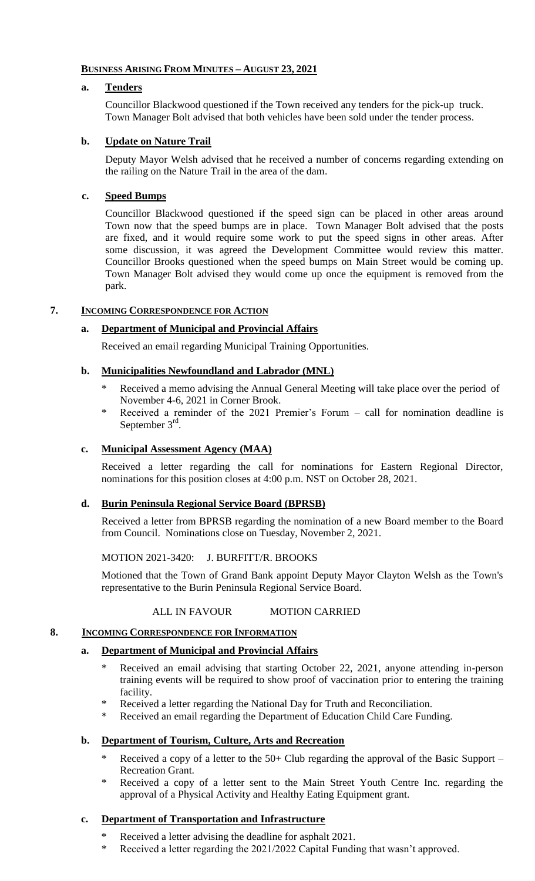## **BUSINESS ARISING FROM MINUTES – AUGUST 23, 2021**

### **a. Tenders**

Councillor Blackwood questioned if the Town received any tenders for the pick-up truck. Town Manager Bolt advised that both vehicles have been sold under the tender process.

### **b. Update on Nature Trail**

Deputy Mayor Welsh advised that he received a number of concerns regarding extending on the railing on the Nature Trail in the area of the dam.

### **c. Speed Bumps**

Councillor Blackwood questioned if the speed sign can be placed in other areas around Town now that the speed bumps are in place. Town Manager Bolt advised that the posts are fixed, and it would require some work to put the speed signs in other areas. After some discussion, it was agreed the Development Committee would review this matter. Councillor Brooks questioned when the speed bumps on Main Street would be coming up. Town Manager Bolt advised they would come up once the equipment is removed from the park.

## **7. INCOMING CORRESPONDENCE FOR ACTION**

### **a. Department of Municipal and Provincial Affairs**

Received an email regarding Municipal Training Opportunities.

### **b. Municipalities Newfoundland and Labrador (MNL)**

* Received a memo advising the Annual General Meeting will take place over the period of November 4-6, 2021 in Corner Brook.
* Received a reminder of the 2021 Premier's Forum – call for nomination deadline is September 3rd.

### **c. Municipal Assessment Agency (MAA)**

Received a letter regarding the call for nominations for Eastern Regional Director, nominations for this position closes at 4:00 p.m. NST on October 28, 2021.

### **d. Burin Peninsula Regional Service Board (BPRSB)**

Received a letter from BPRSB regarding the nomination of a new Board member to the Board from Council. Nominations close on Tuesday, November 2, 2021.

MOTION 2021-3420: J. BURFITT/R. BROOKS

Motioned that the Town of Grand Bank appoint Deputy Mayor Clayton Welsh as the Town's representative to the Burin Peninsula Regional Service Board.

ALL IN FAVOUR MOTION CARRIED

## **8. INCOMING CORRESPONDENCE FOR INFORMATION**

### **a. Department of Municipal and Provincial Affairs**

* Received an email advising that starting October 22, 2021, anyone attending in-person training events will be required to show proof of vaccination prior to entering the training facility.
* Received a letter regarding the National Day for Truth and Reconciliation.
* Received an email regarding the Department of Education Child Care Funding.

### **b. Department of Tourism, Culture, Arts and Recreation**

* Received a copy of a letter to the 50+ Club regarding the approval of the Basic Support – Recreation Grant.
* Received a copy of a letter sent to the Main Street Youth Centre Inc. regarding the approval of a Physical Activity and Healthy Eating Equipment grant.

### **c. Department of Transportation and Infrastructure**

* Received a letter advising the deadline for asphalt 2021.
* Received a letter regarding the 2021/2022 Capital Funding that wasn't approved.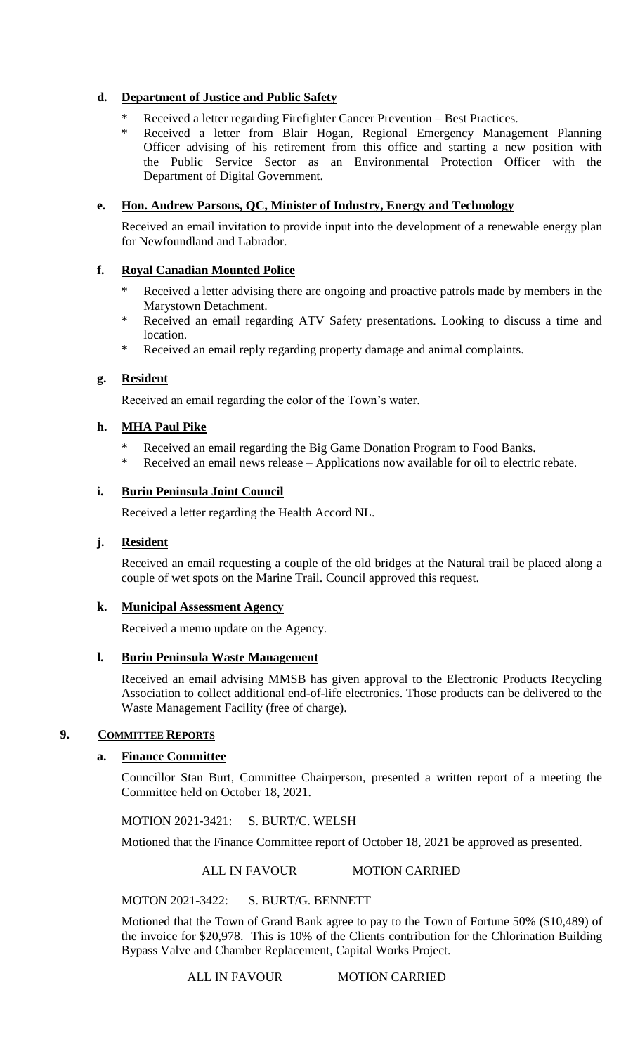**d. Department of Justice and Public Safety**

* Received a letter regarding Firefighter Cancer Prevention – Best Practices.
* Received a letter from Blair Hogan, Regional Emergency Management Planning Officer advising of his retirement from this office and starting a new position with the Public Service Sector as an Environmental Protection Officer with the Department of Digital Government.

**e. Hon. Andrew Parsons, QC, Minister of Industry, Energy and Technology**

Received an email invitation to provide input into the development of a renewable energy plan for Newfoundland and Labrador.

**f. Royal Canadian Mounted Police**

* Received a letter advising there are ongoing and proactive patrols made by members in the Marystown Detachment.
* Received an email regarding ATV Safety presentations. Looking to discuss a time and location.
* Received an email reply regarding property damage and animal complaints.

**g. Resident**

Received an email regarding the color of the Town's water.

**h. MHA Paul Pike**

* Received an email regarding the Big Game Donation Program to Food Banks.
* Received an email news release – Applications now available for oil to electric rebate.

**i. Burin Peninsula Joint Council**

Received a letter regarding the Health Accord NL.

**j. Resident**

Received an email requesting a couple of the old bridges at the Natural trail be placed along a couple of wet spots on the Marine Trail. Council approved this request.

**k. Municipal Assessment Agency**

Received a memo update on the Agency.

**l. Burin Peninsula Waste Management**

Received an email advising MMSB has given approval to the Electronic Products Recycling Association to collect additional end-of-life electronics. Those products can be delivered to the Waste Management Facility (free of charge).

## 9. COMMITTEE REPORTS

**a. Finance Committee**

Councillor Stan Burt, Committee Chairperson, presented a written report of a meeting the Committee held on October 18, 2021.

MOTION 2021-3421: S. BURT/C. WELSH

Motioned that the Finance Committee report of October 18, 2021 be approved as presented.

ALL IN FAVOUR MOTION CARRIED

MOTON 2021-3422: S. BURT/G. BENNETT

Motioned that the Town of Grand Bank agree to pay to the Town of Fortune 50% ($10,489) of the invoice for $20,978. This is 10% of the Clients contribution for the Chlorination Building Bypass Valve and Chamber Replacement, Capital Works Project.

ALL IN FAVOUR MOTION CARRIED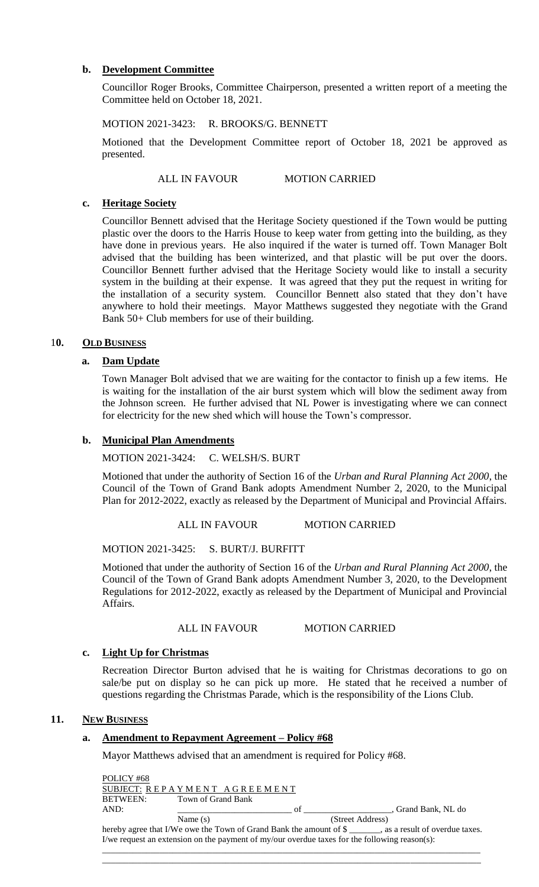**b. Development Committee**

Councillor Roger Brooks, Committee Chairperson, presented a written report of a meeting the Committee held on October 18, 2021.

MOTION 2021-3423: R. BROOKS/G. BENNETT

Motioned that the Development Committee report of October 18, 2021 be approved as presented.

ALL IN FAVOUR MOTION CARRIED

**c. Heritage Society**

Councillor Bennett advised that the Heritage Society questioned if the Town would be putting plastic over the doors to the Harris House to keep water from getting into the building, as they have done in previous years. He also inquired if the water is turned off. Town Manager Bolt advised that the building has been winterized, and that plastic will be put over the doors. Councillor Bennett further advised that the Heritage Society would like to install a security system in the building at their expense. It was agreed that they put the request in writing for the installation of a security system. Councillor Bennett also stated that they don't have anywhere to hold their meetings. Mayor Matthews suggested they negotiate with the Grand Bank 50+ Club members for use of their building.

## 10. OLD BUSINESS

**a. Dam Update**

Town Manager Bolt advised that we are waiting for the contactor to finish up a few items. He is waiting for the installation of the air burst system which will blow the sediment away from the Johnson screen. He further advised that NL Power is investigating where we can connect for electricity for the new shed which will house the Town's compressor.

**b. Municipal Plan Amendments**

MOTION 2021-3424: C. WELSH/S. BURT

Motioned that under the authority of Section 16 of the *Urban and Rural Planning Act 2000*, the Council of the Town of Grand Bank adopts Amendment Number 2, 2020, to the Municipal Plan for 2012-2022, exactly as released by the Department of Municipal and Provincial Affairs.

ALL IN FAVOUR MOTION CARRIED

MOTION 2021-3425: S. BURT/J. BURFITT

Motioned that under the authority of Section 16 of the *Urban and Rural Planning Act 2000*, the Council of the Town of Grand Bank adopts Amendment Number 3, 2020, to the Development Regulations for 2012-2022, exactly as released by the Department of Municipal and Provincial Affairs.

ALL IN FAVOUR MOTION CARRIED

**c. Light Up for Christmas**

Recreation Director Burton advised that he is waiting for Christmas decorations to go on sale/be put on display so he can pick up more. He stated that he received a number of questions regarding the Christmas Parade, which is the responsibility of the Lions Club.

## 11. NEW BUSINESS

**a. Amendment to Repayment Agreement – Policy #68**

Mayor Matthews advised that an amendment is required for Policy #68.

POLICY #68
SUBJECT: REPAYMENT AGREEMENT
BETWEEN: Town of Grand Bank
AND: ________________________ of ____________________, Grand Bank, NL do
Name (s) (Street Address)
hereby agree that I/We owe the Town of Grand Bank the amount of $ _______, as a result of overdue taxes.
I/we request an extension on the payment of my/our overdue taxes for the following reason(s):

______________________________________________________________________________

______________________________________________________________________________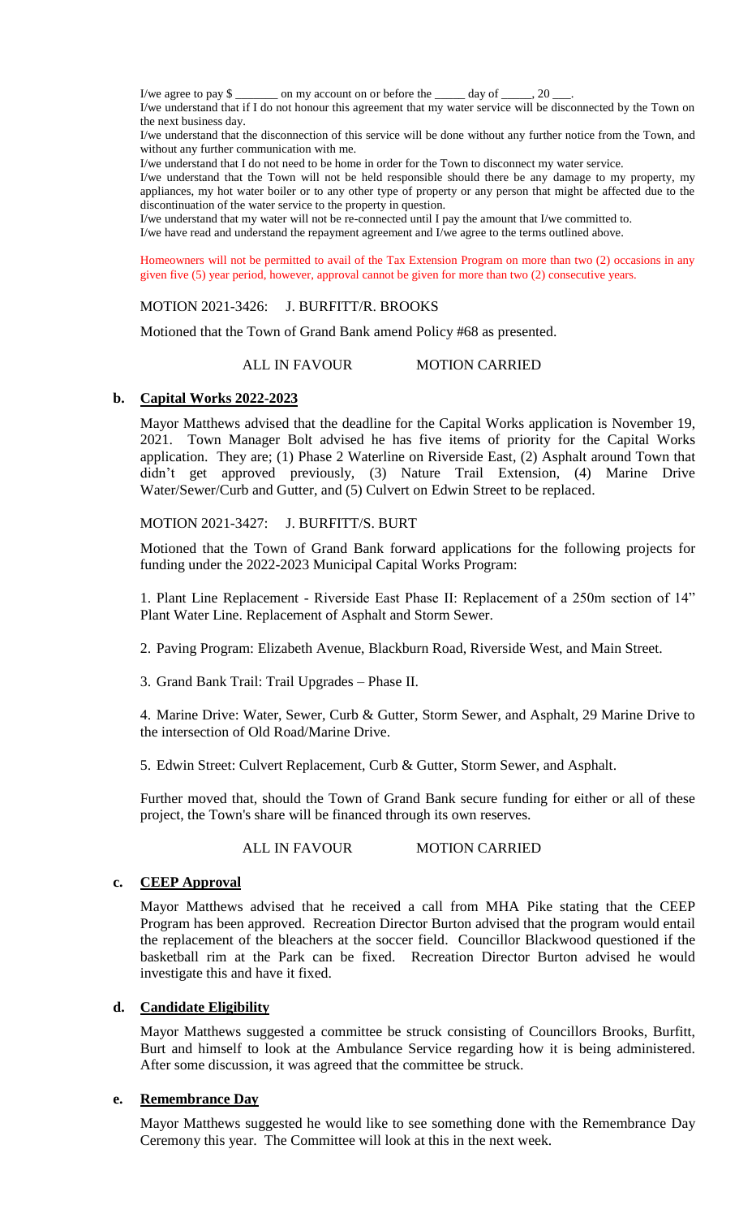I/we agree to pay $ _______ on my account on or before the _____ day of _____, 20 ___.

I/we understand that if I do not honour this agreement that my water service will be disconnected by the Town on the next business day.

I/we understand that the disconnection of this service will be done without any further notice from the Town, and without any further communication with me.

I/we understand that I do not need to be home in order for the Town to disconnect my water service.

I/we understand that the Town will not be held responsible should there be any damage to my property, my appliances, my hot water boiler or to any other type of property or any person that might be affected due to the discontinuation of the water service to the property in question.

I/we understand that my water will not be re-connected until I pay the amount that I/we committed to.

I/we have read and understand the repayment agreement and I/we agree to the terms outlined above.

Homeowners will not be permitted to avail of the Tax Extension Program on more than two (2) occasions in any given five (5) year period, however, approval cannot be given for more than two (2) consecutive years.

MOTION 2021-3426: J. BURFITT/R. BROOKS

Motioned that the Town of Grand Bank amend Policy #68 as presented.

ALL IN FAVOUR MOTION CARRIED

**b. Capital Works 2022-2023**

Mayor Matthews advised that the deadline for the Capital Works application is November 19, 2021. Town Manager Bolt advised he has five items of priority for the Capital Works application. They are; (1) Phase 2 Waterline on Riverside East, (2) Asphalt around Town that didn't get approved previously, (3) Nature Trail Extension, (4) Marine Drive Water/Sewer/Curb and Gutter, and (5) Culvert on Edwin Street to be replaced.

MOTION 2021-3427: J. BURFITT/S. BURT

Motioned that the Town of Grand Bank forward applications for the following projects for funding under the 2022-2023 Municipal Capital Works Program:

1. Plant Line Replacement - Riverside East Phase II: Replacement of a 250m section of 14" Plant Water Line. Replacement of Asphalt and Storm Sewer.

2. Paving Program: Elizabeth Avenue, Blackburn Road, Riverside West, and Main Street.

3. Grand Bank Trail: Trail Upgrades – Phase II.

4. Marine Drive: Water, Sewer, Curb & Gutter, Storm Sewer, and Asphalt, 29 Marine Drive to the intersection of Old Road/Marine Drive.

5. Edwin Street: Culvert Replacement, Curb & Gutter, Storm Sewer, and Asphalt.

Further moved that, should the Town of Grand Bank secure funding for either or all of these project, the Town's share will be financed through its own reserves.

ALL IN FAVOUR MOTION CARRIED

**c. CEEP Approval**

Mayor Matthews advised that he received a call from MHA Pike stating that the CEEP Program has been approved. Recreation Director Burton advised that the program would entail the replacement of the bleachers at the soccer field. Councillor Blackwood questioned if the basketball rim at the Park can be fixed. Recreation Director Burton advised he would investigate this and have it fixed.

**d. Candidate Eligibility**

Mayor Matthews suggested a committee be struck consisting of Councillors Brooks, Burfitt, Burt and himself to look at the Ambulance Service regarding how it is being administered. After some discussion, it was agreed that the committee be struck.

**e. Remembrance Day**

Mayor Matthews suggested he would like to see something done with the Remembrance Day Ceremony this year. The Committee will look at this in the next week.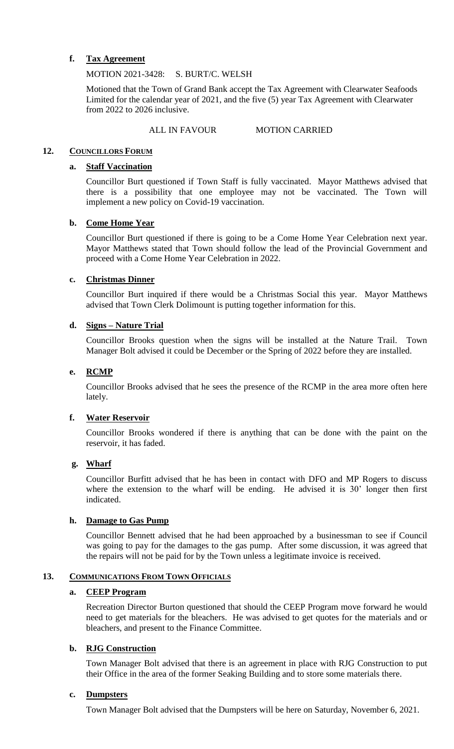### f. Tax Agreement

MOTION 2021-3428: S. BURT/C. WELSH

Motioned that the Town of Grand Bank accept the Tax Agreement with Clearwater Seafoods Limited for the calendar year of 2021, and the five (5) year Tax Agreement with Clearwater from 2022 to 2026 inclusive.

ALL IN FAVOUR MOTION CARRIED

## 12. COUNCILLORS FORUM

### a. Staff Vaccination

Councillor Burt questioned if Town Staff is fully vaccinated. Mayor Matthews advised that there is a possibility that one employee may not be vaccinated. The Town will implement a new policy on Covid-19 vaccination.

### b. Come Home Year

Councillor Burt questioned if there is going to be a Come Home Year Celebration next year. Mayor Matthews stated that Town should follow the lead of the Provincial Government and proceed with a Come Home Year Celebration in 2022.

### c. Christmas Dinner

Councillor Burt inquired if there would be a Christmas Social this year. Mayor Matthews advised that Town Clerk Dolimount is putting together information for this.

### d. Signs – Nature Trial

Councillor Brooks question when the signs will be installed at the Nature Trail. Town Manager Bolt advised it could be December or the Spring of 2022 before they are installed.

### e. RCMP

Councillor Brooks advised that he sees the presence of the RCMP in the area more often here lately.

### f. Water Reservoir

Councillor Brooks wondered if there is anything that can be done with the paint on the reservoir, it has faded.

### g. Wharf

Councillor Burfitt advised that he has been in contact with DFO and MP Rogers to discuss where the extension to the wharf will be ending. He advised it is 30' longer then first indicated.

### h. Damage to Gas Pump

Councillor Bennett advised that he had been approached by a businessman to see if Council was going to pay for the damages to the gas pump. After some discussion, it was agreed that the repairs will not be paid for by the Town unless a legitimate invoice is received.

## 13. COMMUNICATIONS FROM TOWN OFFICIALS

### a. CEEP Program

Recreation Director Burton questioned that should the CEEP Program move forward he would need to get materials for the bleachers. He was advised to get quotes for the materials and or bleachers, and present to the Finance Committee.

### b. RJG Construction

Town Manager Bolt advised that there is an agreement in place with RJG Construction to put their Office in the area of the former Seaking Building and to store some materials there.

### c. Dumpsters

Town Manager Bolt advised that the Dumpsters will be here on Saturday, November 6, 2021.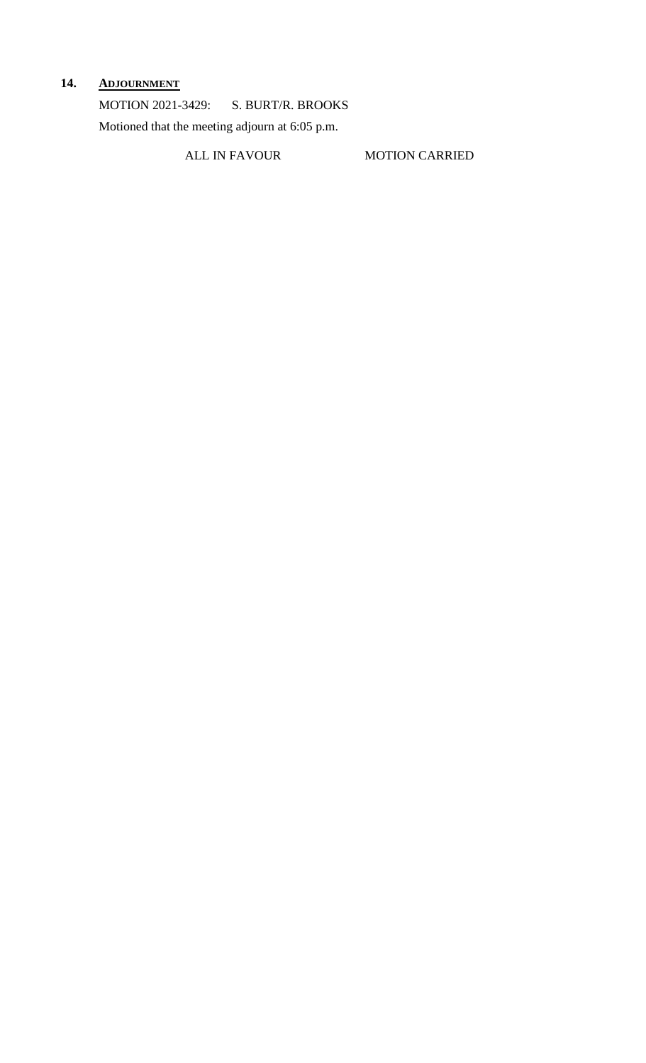## 14. **ADJOURNMENT**

MOTION 2021-3429: S. BURT/R. BROOKS

Motioned that the meeting adjourn at 6:05 p.m.

ALL IN FAVOUR MOTION CARRIED